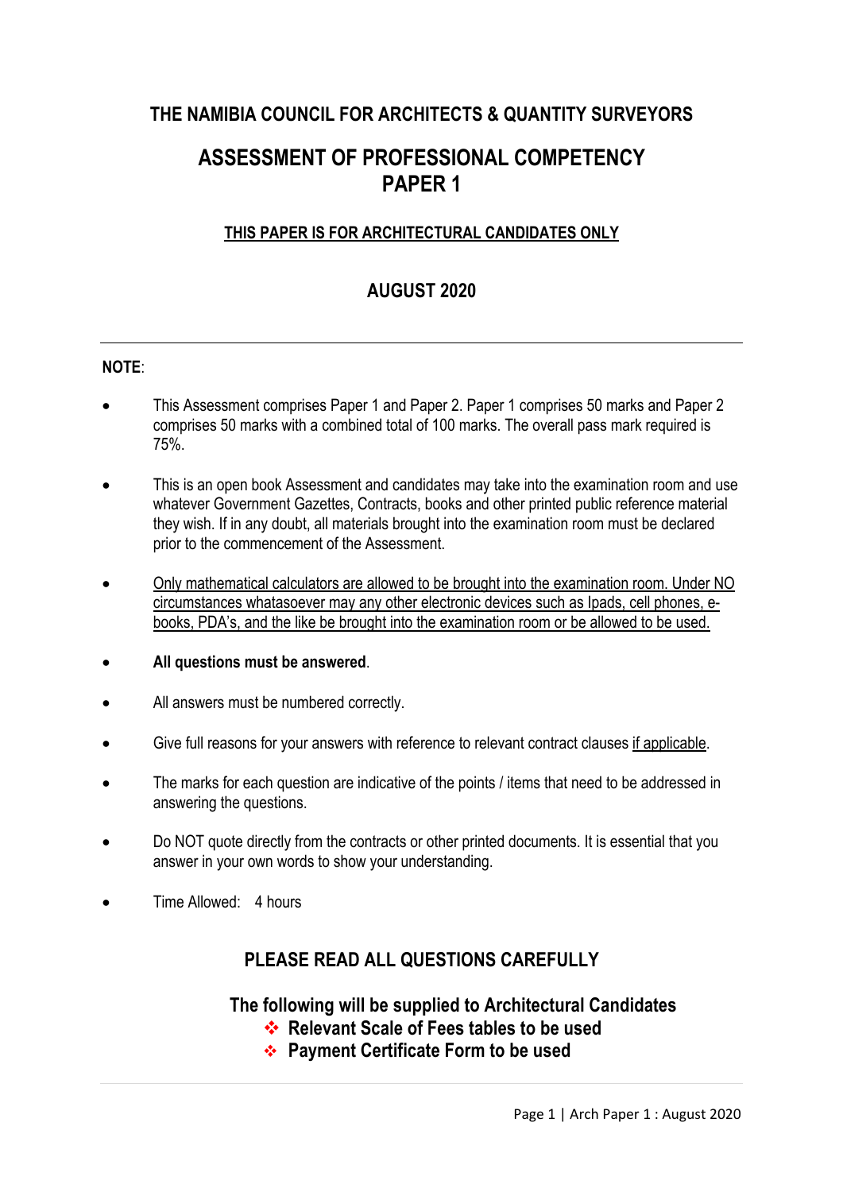# THE NAMIBIA COUNCIL FOR ARCHITECTS & QUANTITY SURVEYORS

# ASSESSMENT OF PROFESSIONAL COMPETENCY PAPER 1

**THIS PAPER IS FOR ARCHITECTURAL CANDIDATES ONLY**

## AUGUST 2020

---

**NOTE**:

- This Assessment comprises Paper 1 and Paper 2. Paper 1 comprises 50 marks and Paper 2 comprises 50 marks with a combined total of 100 marks. The overall pass mark required is 75%.
- This is an open book Assessment and candidates may take into the examination room and use whatever Government Gazettes, Contracts, books and other printed public reference material they wish. If in any doubt, all materials brought into the examination room must be declared prior to the commencement of the Assessment.
- Only mathematical calculators are allowed to be brought into the examination room. Under NO circumstances whatasoever may any other electronic devices such as Ipads, cell phones, e-books, PDA's, and the like be brought into the examination room or be allowed to be used.
- **All questions must be answered**.
- All answers must be numbered correctly.
- Give full reasons for your answers with reference to relevant contract clauses if applicable.
- The marks for each question are indicative of the points / items that need to be addressed in answering the questions.
- Do NOT quote directly from the contracts or other printed documents. It is essential that you answer in your own words to show your understanding.
- Time Allowed: 4 hours

## PLEASE READ ALL QUESTIONS CAREFULLY

**The following will be supplied to Architectural Candidates**

- **Relevant Scale of Fees tables to be used**
- **Payment Certificate Form to be used**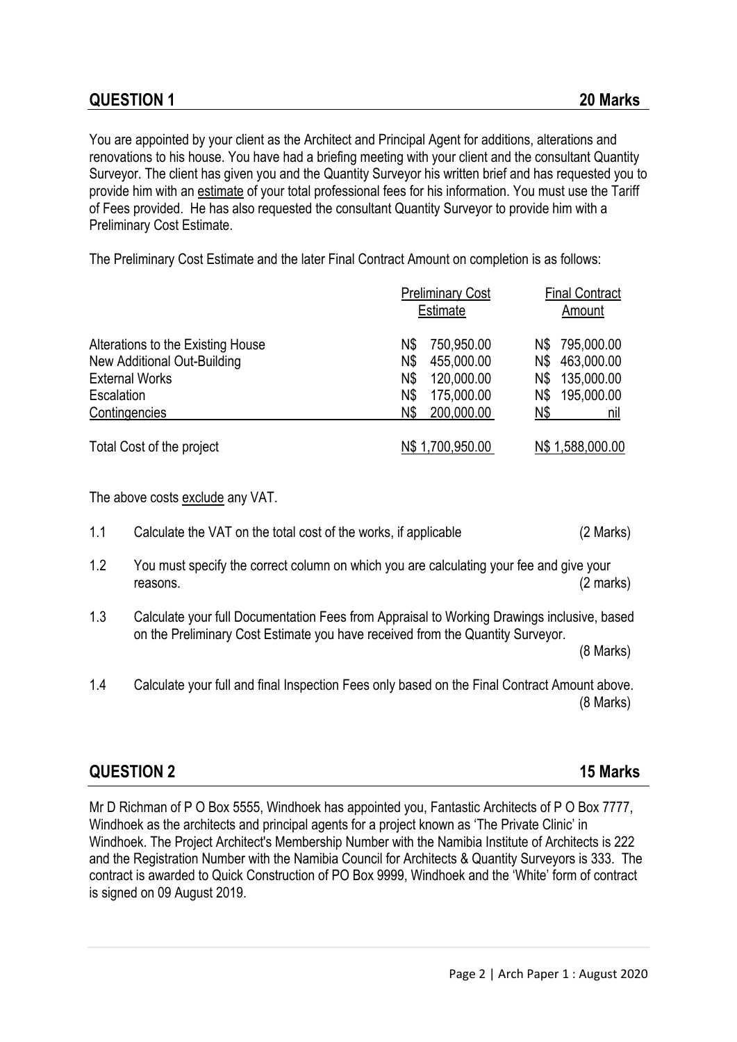## QUESTION 1 **20 Marks**

You are appointed by your client as the Architect and Principal Agent for additions, alterations and renovations to his house. You have had a briefing meeting with your client and the consultant Quantity Surveyor. The client has given you and the Quantity Surveyor his written brief and has requested you to provide him with an estimate of your total professional fees for his information. You must use the Tariff of Fees provided. He has also requested the consultant Quantity Surveyor to provide him with a Preliminary Cost Estimate.

The Preliminary Cost Estimate and the later Final Contract Amount on completion is as follows:

| | Preliminary Cost Estimate | Final Contract Amount |
|---|---|---|
| Alterations to the Existing House | N$ 750,950.00 | N$ 795,000.00 |
| New Additional Out-Building | N$ 455,000.00 | N$ 463,000.00 |
| External Works | N$ 120,000.00 | N$ 135,000.00 |
| Escalation | N$ 175,000.00 | N$ 195,000.00 |
| Contingencies | N$ 200,000.00 | N$ nil |
| Total Cost of the project | N$ 1,700,950.00 | N$ 1,588,000.00 |

The above costs exclude any VAT.

1.1 Calculate the VAT on the total cost of the works, if applicable (2 Marks)

1.2 You must specify the correct column on which you are calculating your fee and give your reasons. (2 marks)

1.3 Calculate your full Documentation Fees from Appraisal to Working Drawings inclusive, based on the Preliminary Cost Estimate you have received from the Quantity Surveyor. (8 Marks)

1.4 Calculate your full and final Inspection Fees only based on the Final Contract Amount above. (8 Marks)

## QUESTION 2 **15 Marks**

Mr D Richman of P O Box 5555, Windhoek has appointed you, Fantastic Architects of P O Box 7777, Windhoek as the architects and principal agents for a project known as 'The Private Clinic' in Windhoek. The Project Architect's Membership Number with the Namibia Institute of Architects is 222 and the Registration Number with the Namibia Council for Architects & Quantity Surveyors is 333. The contract is awarded to Quick Construction of PO Box 9999, Windhoek and the 'White' form of contract is signed on 09 August 2019.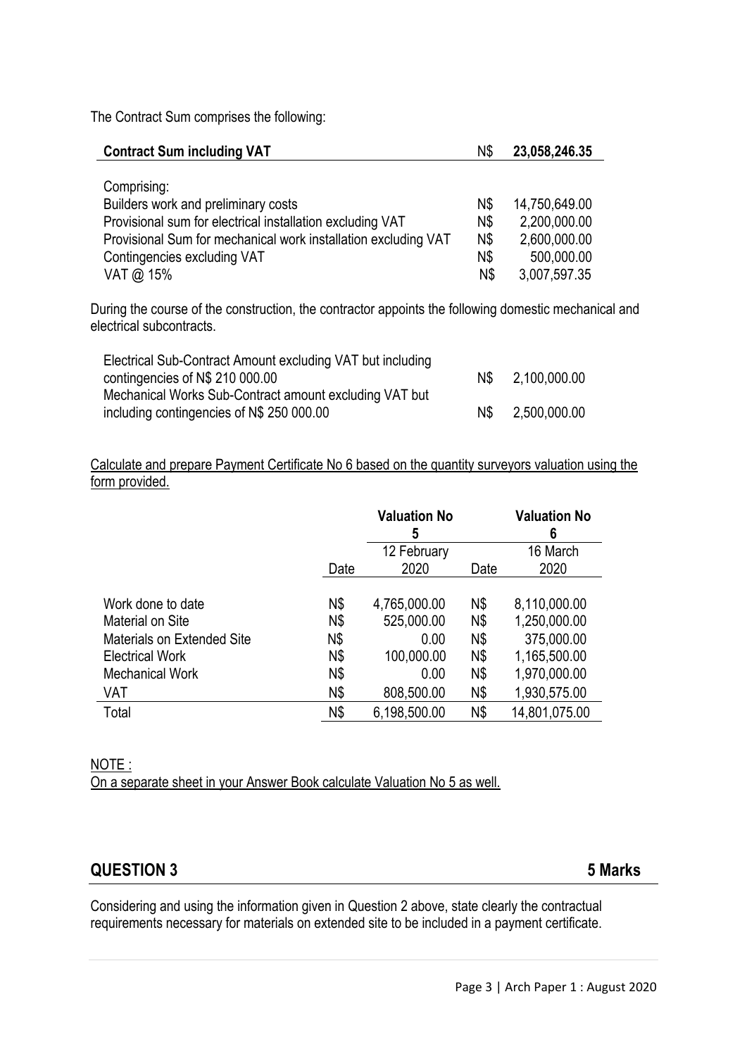The Contract Sum comprises the following:

| Contract Sum including VAT | N$ | 23,058,246.35 |
|---|---|---|
| Comprising: | | |
| Builders work and preliminary costs | N$ | 14,750,649.00 |
| Provisional sum for electrical installation excluding VAT | N$ | 2,200,000.00 |
| Provisional Sum for mechanical work installation excluding VAT | N$ | 2,600,000.00 |
| Contingencies excluding VAT | N$ | 500,000.00 |
| VAT @ 15% | N$ | 3,007,597.35 |

During the course of the construction, the contractor appoints the following domestic mechanical and electrical subcontracts.

| | | |
|---|---|---|
| Electrical Sub-Contract Amount excluding VAT but including contingencies of N$ 210 000.00 | N$ | 2,100,000.00 |
| Mechanical Works Sub-Contract amount excluding VAT but including contingencies of N$ 250 000.00 | N$ | 2,500,000.00 |

Calculate and prepare Payment Certificate No 6 based on the quantity surveyors valuation using the form provided.

| | | Valuation No 5 | | Valuation No 6 |
|---|---|---|---|---|
| | Date | 12 February 2020 | Date | 16 March 2020 |
| Work done to date | N$ | 4,765,000.00 | N$ | 8,110,000.00 |
| Material on Site | N$ | 525,000.00 | N$ | 1,250,000.00 |
| Materials on Extended Site | N$ | 0.00 | N$ | 375,000.00 |
| Electrical Work | N$ | 100,000.00 | N$ | 1,165,500.00 |
| Mechanical Work | N$ | 0.00 | N$ | 1,970,000.00 |
| VAT | N$ | 808,500.00 | N$ | 1,930,575.00 |
| Total | N$ | 6,198,500.00 | N$ | 14,801,075.00 |

NOTE :
On a separate sheet in your Answer Book calculate Valuation No 5 as well.

## QUESTION 3 — 5 Marks

Considering and using the information given in Question 2 above, state clearly the contractual requirements necessary for materials on extended site to be included in a payment certificate.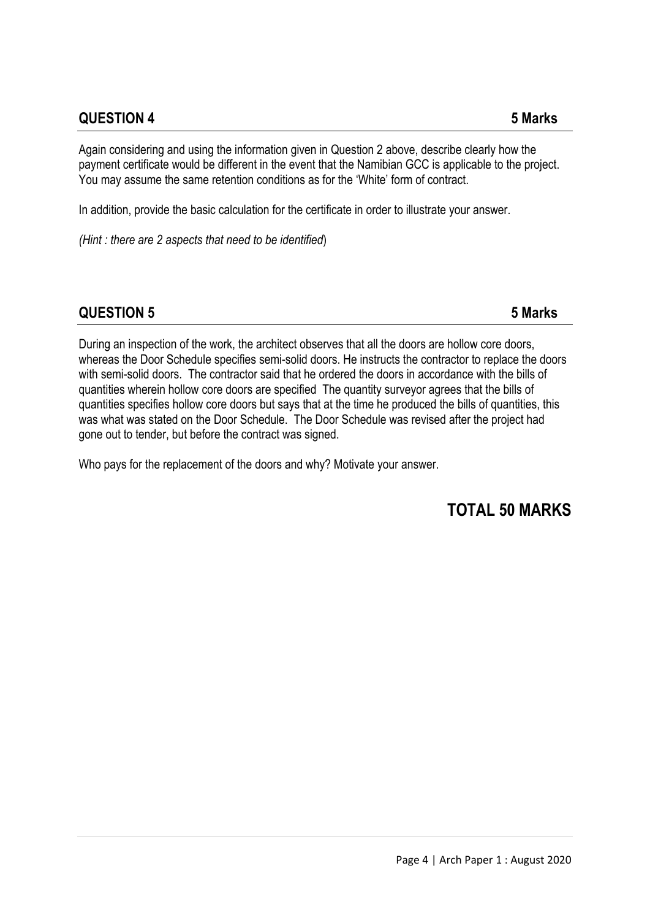## QUESTION 4 — 5 Marks

Again considering and using the information given in Question 2 above, describe clearly how the payment certificate would be different in the event that the Namibian GCC is applicable to the project. You may assume the same retention conditions as for the 'White' form of contract.

In addition, provide the basic calculation for the certificate in order to illustrate your answer.

*(Hint : there are 2 aspects that need to be identified*)

## QUESTION 5 — 5 Marks

During an inspection of the work, the architect observes that all the doors are hollow core doors, whereas the Door Schedule specifies semi-solid doors. He instructs the contractor to replace the doors with semi-solid doors. The contractor said that he ordered the doors in accordance with the bills of quantities wherein hollow core doors are specified The quantity surveyor agrees that the bills of quantities specifies hollow core doors but says that at the time he produced the bills of quantities, this was what was stated on the Door Schedule. The Door Schedule was revised after the project had gone out to tender, but before the contract was signed.

Who pays for the replacement of the doors and why? Motivate your answer.

# TOTAL 50 MARKS